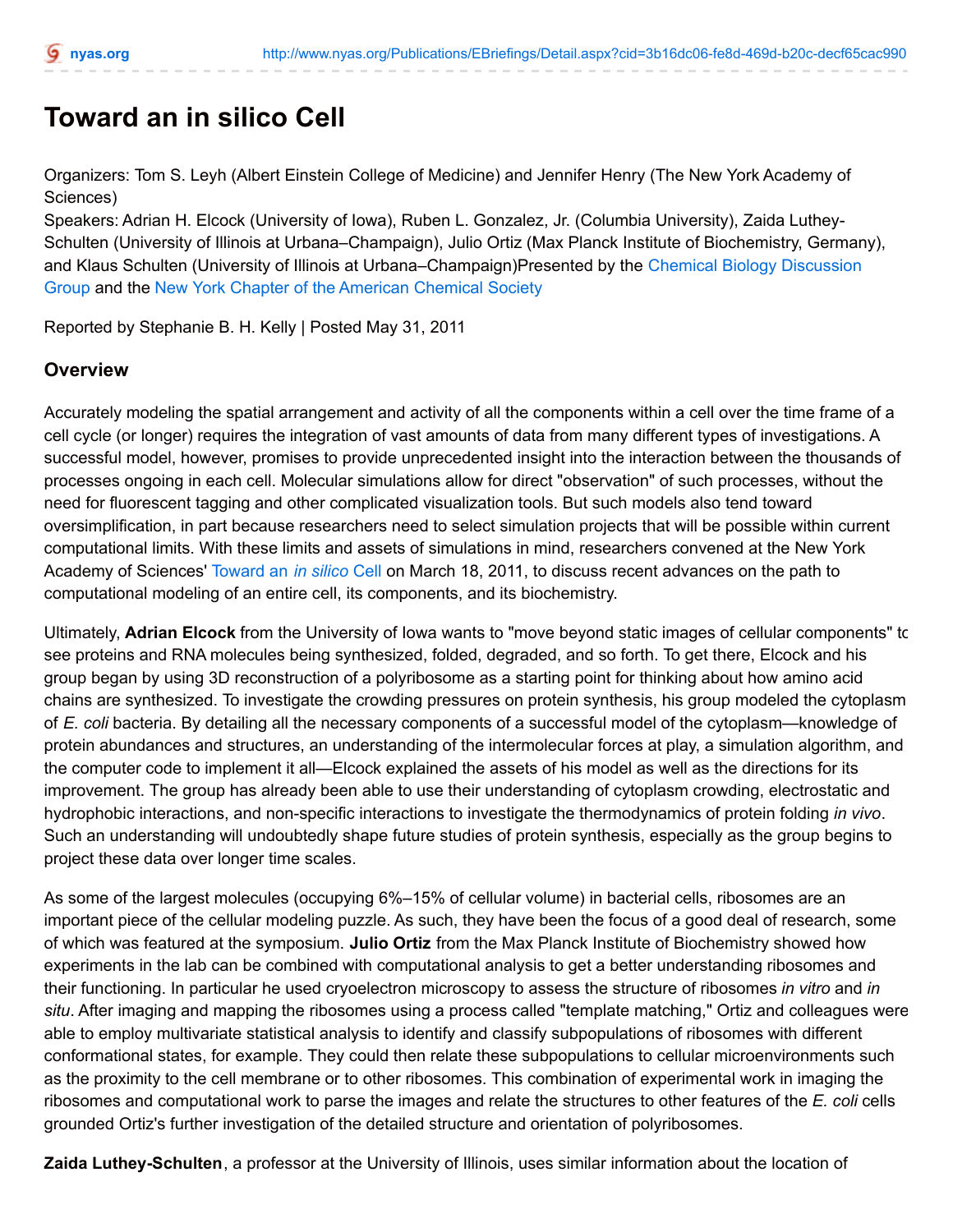# Toward an in silico Cell

Organizers: Tom S. Leyh (Albert Einstein College of Medicine) and Jennifer Henry (The New York Academy of Sciences)
Speakers: Adrian H. Elcock (University of Iowa), Ruben L. Gonzalez, Jr. (Columbia University), Zaida Luthey-Schulten (University of Illinois at Urbana–Champaign), Julio Ortiz (Max Planck Institute of Biochemistry, Germany), and Klaus Schulten (University of Illinois at Urbana–Champaign)Presented by the Chemical Biology Discussion Group and the New York Chapter of the American Chemical Society

Reported by Stephanie B. H. Kelly | Posted May 31, 2011

## Overview

Accurately modeling the spatial arrangement and activity of all the components within a cell over the time frame of a cell cycle (or longer) requires the integration of vast amounts of data from many different types of investigations. A successful model, however, promises to provide unprecedented insight into the interaction between the thousands of processes ongoing in each cell. Molecular simulations allow for direct "observation" of such processes, without the need for fluorescent tagging and other complicated visualization tools. But such models also tend toward oversimplification, in part because researchers need to select simulation projects that will be possible within current computational limits. With these limits and assets of simulations in mind, researchers convened at the New York Academy of Sciences' Toward an *in silico* Cell on March 18, 2011, to discuss recent advances on the path to computational modeling of an entire cell, its components, and its biochemistry.

Ultimately, **Adrian Elcock** from the University of Iowa wants to "move beyond static images of cellular components" to see proteins and RNA molecules being synthesized, folded, degraded, and so forth. To get there, Elcock and his group began by using 3D reconstruction of a polyribosome as a starting point for thinking about how amino acid chains are synthesized. To investigate the crowding pressures on protein synthesis, his group modeled the cytoplasm of *E. coli* bacteria. By detailing all the necessary components of a successful model of the cytoplasm—knowledge of protein abundances and structures, an understanding of the intermolecular forces at play, a simulation algorithm, and the computer code to implement it all—Elcock explained the assets of his model as well as the directions for its improvement. The group has already been able to use their understanding of cytoplasm crowding, electrostatic and hydrophobic interactions, and non-specific interactions to investigate the thermodynamics of protein folding *in vivo*. Such an understanding will undoubtedly shape future studies of protein synthesis, especially as the group begins to project these data over longer time scales.

As some of the largest molecules (occupying 6%–15% of cellular volume) in bacterial cells, ribosomes are an important piece of the cellular modeling puzzle. As such, they have been the focus of a good deal of research, some of which was featured at the symposium. **Julio Ortiz** from the Max Planck Institute of Biochemistry showed how experiments in the lab can be combined with computational analysis to get a better understanding ribosomes and their functioning. In particular he used cryoelectron microscopy to assess the structure of ribosomes *in vitro* and *in situ*. After imaging and mapping the ribosomes using a process called "template matching," Ortiz and colleagues were able to employ multivariate statistical analysis to identify and classify subpopulations of ribosomes with different conformational states, for example. They could then relate these subpopulations to cellular microenvironments such as the proximity to the cell membrane or to other ribosomes. This combination of experimental work in imaging the ribosomes and computational work to parse the images and relate the structures to other features of the *E. coli* cells grounded Ortiz's further investigation of the detailed structure and orientation of polyribosomes.

**Zaida Luthey-Schulten**, a professor at the University of Illinois, uses similar information about the location of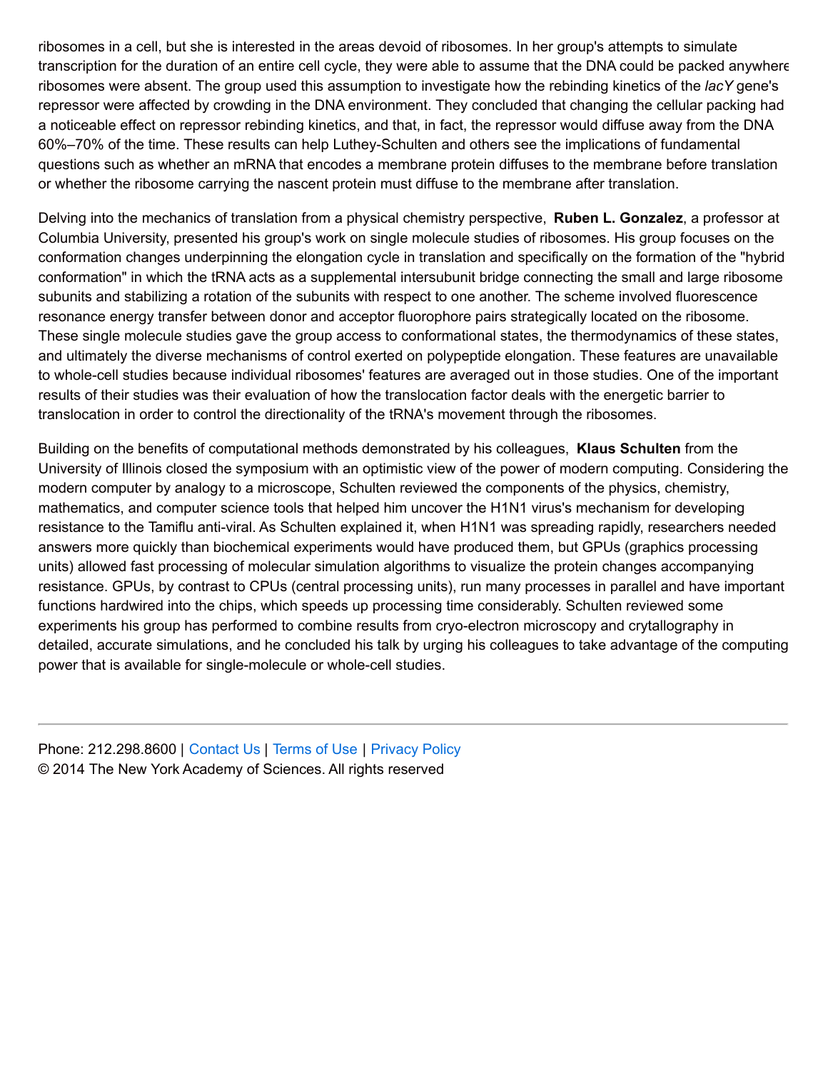ribosomes in a cell, but she is interested in the areas devoid of ribosomes. In her group's attempts to simulate transcription for the duration of an entire cell cycle, they were able to assume that the DNA could be packed anywhere ribosomes were absent. The group used this assumption to investigate how the rebinding kinetics of the *lacY* gene's repressor were affected by crowding in the DNA environment. They concluded that changing the cellular packing had a noticeable effect on repressor rebinding kinetics, and that, in fact, the repressor would diffuse away from the DNA 60%–70% of the time. These results can help Luthey-Schulten and others see the implications of fundamental questions such as whether an mRNA that encodes a membrane protein diffuses to the membrane before translation or whether the ribosome carrying the nascent protein must diffuse to the membrane after translation.

Delving into the mechanics of translation from a physical chemistry perspective, **Ruben L. Gonzalez**, a professor at Columbia University, presented his group's work on single molecule studies of ribosomes. His group focuses on the conformation changes underpinning the elongation cycle in translation and specifically on the formation of the "hybrid conformation" in which the tRNA acts as a supplemental intersubunit bridge connecting the small and large ribosome subunits and stabilizing a rotation of the subunits with respect to one another. The scheme involved fluorescence resonance energy transfer between donor and acceptor fluorophore pairs strategically located on the ribosome. These single molecule studies gave the group access to conformational states, the thermodynamics of these states, and ultimately the diverse mechanisms of control exerted on polypeptide elongation. These features are unavailable to whole-cell studies because individual ribosomes' features are averaged out in those studies. One of the important results of their studies was their evaluation of how the translocation factor deals with the energetic barrier to translocation in order to control the directionality of the tRNA's movement through the ribosomes.

Building on the benefits of computational methods demonstrated by his colleagues, **Klaus Schulten** from the University of Illinois closed the symposium with an optimistic view of the power of modern computing. Considering the modern computer by analogy to a microscope, Schulten reviewed the components of the physics, chemistry, mathematics, and computer science tools that helped him uncover the H1N1 virus's mechanism for developing resistance to the Tamiflu anti-viral. As Schulten explained it, when H1N1 was spreading rapidly, researchers needed answers more quickly than biochemical experiments would have produced them, but GPUs (graphics processing units) allowed fast processing of molecular simulation algorithms to visualize the protein changes accompanying resistance. GPUs, by contrast to CPUs (central processing units), run many processes in parallel and have important functions hardwired into the chips, which speeds up processing time considerably. Schulten reviewed some experiments his group has performed to combine results from cryo-electron microscopy and crytallography in detailed, accurate simulations, and he concluded his talk by urging his colleagues to take advantage of the computing power that is available for single-molecule or whole-cell studies.

---

Phone: 212.298.8600 | Contact Us | Terms of Use | Privacy Policy
© 2014 The New York Academy of Sciences. All rights reserved